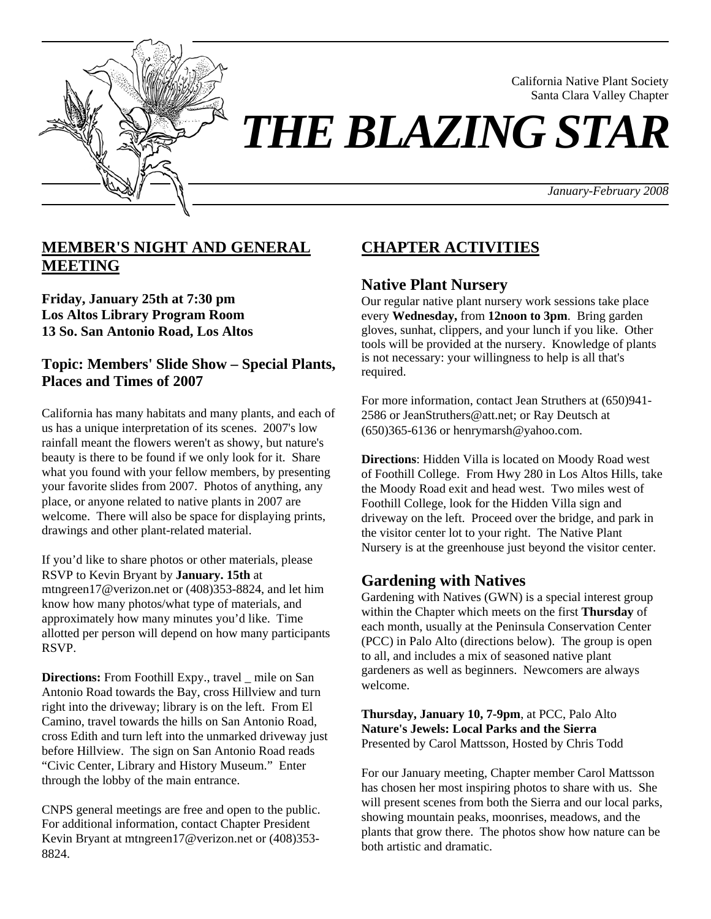California Native Plant Society
Santa Clara Valley Chapter

# THE BLAZING STAR

*January-February 2008*

## MEMBER'S NIGHT AND GENERAL MEETING

**Friday, January 25th at 7:30 pm**
**Los Altos Library Program Room**
**13 So. San Antonio Road, Los Altos**

### Topic: Members' Slide Show – Special Plants, Places and Times of 2007

California has many habitats and many plants, and each of us has a unique interpretation of its scenes. 2007's low rainfall meant the flowers weren't as showy, but nature's beauty is there to be found if we only look for it. Share what you found with your fellow members, by presenting your favorite slides from 2007. Photos of anything, any place, or anyone related to native plants in 2007 are welcome. There will also be space for displaying prints, drawings and other plant-related material.

If you'd like to share photos or other materials, please RSVP to Kevin Bryant by **January. 15th** at mtngreen17@verizon.net or (408)353-8824, and let him know how many photos/what type of materials, and approximately how many minutes you'd like. Time allotted per person will depend on how many participants RSVP.

**Directions:** From Foothill Expy., travel _ mile on San Antonio Road towards the Bay, cross Hillview and turn right into the driveway; library is on the left. From El Camino, travel towards the hills on San Antonio Road, cross Edith and turn left into the unmarked driveway just before Hillview. The sign on San Antonio Road reads "Civic Center, Library and History Museum." Enter through the lobby of the main entrance.

CNPS general meetings are free and open to the public. For additional information, contact Chapter President Kevin Bryant at mtngreen17@verizon.net or (408)353-8824.

## CHAPTER ACTIVITIES

### Native Plant Nursery

Our regular native plant nursery work sessions take place every **Wednesday,** from **12noon to 3pm**. Bring garden gloves, sunhat, clippers, and your lunch if you like. Other tools will be provided at the nursery. Knowledge of plants is not necessary: your willingness to help is all that's required.

For more information, contact Jean Struthers at (650)941-2586 or JeanStruthers@att.net; or Ray Deutsch at (650)365-6136 or henrymarsh@yahoo.com.

**Directions**: Hidden Villa is located on Moody Road west of Foothill College. From Hwy 280 in Los Altos Hills, take the Moody Road exit and head west. Two miles west of Foothill College, look for the Hidden Villa sign and driveway on the left. Proceed over the bridge, and park in the visitor center lot to your right. The Native Plant Nursery is at the greenhouse just beyond the visitor center.

### Gardening with Natives

Gardening with Natives (GWN) is a special interest group within the Chapter which meets on the first **Thursday** of each month, usually at the Peninsula Conservation Center (PCC) in Palo Alto (directions below). The group is open to all, and includes a mix of seasoned native plant gardeners as well as beginners. Newcomers are always welcome.

**Thursday, January 10, 7-9pm**, at PCC, Palo Alto
**Nature's Jewels: Local Parks and the Sierra**
Presented by Carol Mattsson, Hosted by Chris Todd

For our January meeting, Chapter member Carol Mattsson has chosen her most inspiring photos to share with us. She will present scenes from both the Sierra and our local parks, showing mountain peaks, moonrises, meadows, and the plants that grow there. The photos show how nature can be both artistic and dramatic.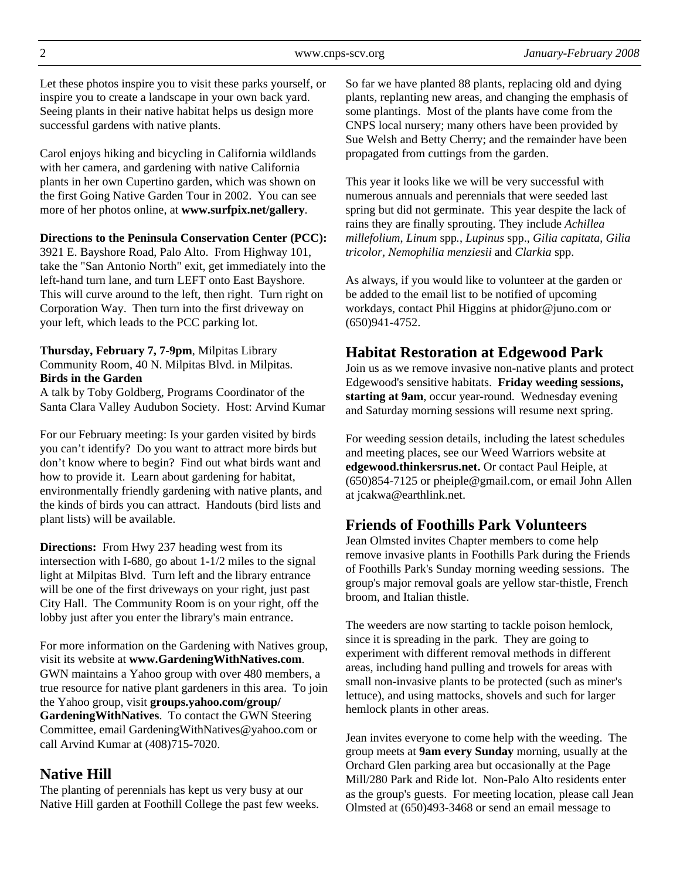Let these photos inspire you to visit these parks yourself, or inspire you to create a landscape in your own back yard. Seeing plants in their native habitat helps us design more successful gardens with native plants.

Carol enjoys hiking and bicycling in California wildlands with her camera, and gardening with native California plants in her own Cupertino garden, which was shown on the first Going Native Garden Tour in 2002. You can see more of her photos online, at **www.surfpix.net/gallery**.

**Directions to the Peninsula Conservation Center (PCC):** 3921 E. Bayshore Road, Palo Alto. From Highway 101, take the "San Antonio North" exit, get immediately into the left-hand turn lane, and turn LEFT onto East Bayshore. This will curve around to the left, then right. Turn right on Corporation Way. Then turn into the first driveway on your left, which leads to the PCC parking lot.

**Thursday, February 7, 7-9pm**, Milpitas Library Community Room, 40 N. Milpitas Blvd. in Milpitas.
**Birds in the Garden**
A talk by Toby Goldberg, Programs Coordinator of the Santa Clara Valley Audubon Society. Host: Arvind Kumar

For our February meeting: Is your garden visited by birds you can't identify? Do you want to attract more birds but don't know where to begin? Find out what birds want and how to provide it. Learn about gardening for habitat, environmentally friendly gardening with native plants, and the kinds of birds you can attract. Handouts (bird lists and plant lists) will be available.

**Directions:** From Hwy 237 heading west from its intersection with I-680, go about 1-1/2 miles to the signal light at Milpitas Blvd. Turn left and the library entrance will be one of the first driveways on your right, just past City Hall. The Community Room is on your right, off the lobby just after you enter the library's main entrance.

For more information on the Gardening with Natives group, visit its website at **www.GardeningWithNatives.com**. GWN maintains a Yahoo group with over 480 members, a true resource for native plant gardeners in this area. To join the Yahoo group, visit **groups.yahoo.com/group/GardeningWithNatives**. To contact the GWN Steering Committee, email GardeningWithNatives@yahoo.com or call Arvind Kumar at (408)715-7020.

## Native Hill

The planting of perennials has kept us very busy at our Native Hill garden at Foothill College the past few weeks. So far we have planted 88 plants, replacing old and dying plants, replanting new areas, and changing the emphasis of some plantings. Most of the plants have come from the CNPS local nursery; many others have been provided by Sue Welsh and Betty Cherry; and the remainder have been propagated from cuttings from the garden.

This year it looks like we will be very successful with numerous annuals and perennials that were seeded last spring but did not germinate. This year despite the lack of rains they are finally sprouting. They include *Achillea millefolium*, *Linum* spp., *Lupinus* spp., *Gilia capitata*, *Gilia tricolor*, *Nemophilia menziesii* and *Clarkia* spp.

As always, if you would like to volunteer at the garden or be added to the email list to be notified of upcoming workdays, contact Phil Higgins at phidor@juno.com or (650)941-4752.

## Habitat Restoration at Edgewood Park

Join us as we remove invasive non-native plants and protect Edgewood's sensitive habitats. **Friday weeding sessions, starting at 9am**, occur year-round. Wednesday evening and Saturday morning sessions will resume next spring.

For weeding session details, including the latest schedules and meeting places, see our Weed Warriors website at **edgewood.thinkersrus.net.** Or contact Paul Heiple, at (650)854-7125 or pheiple@gmail.com, or email John Allen at jcakwa@earthlink.net.

## Friends of Foothills Park Volunteers

Jean Olmsted invites Chapter members to come help remove invasive plants in Foothills Park during the Friends of Foothills Park's Sunday morning weeding sessions. The group's major removal goals are yellow star-thistle, French broom, and Italian thistle.

The weeders are now starting to tackle poison hemlock, since it is spreading in the park. They are going to experiment with different removal methods in different areas, including hand pulling and trowels for areas with small non-invasive plants to be protected (such as miner's lettuce), and using mattocks, shovels and such for larger hemlock plants in other areas.

Jean invites everyone to come help with the weeding. The group meets at **9am every Sunday** morning, usually at the Orchard Glen parking area but occasionally at the Page Mill/280 Park and Ride lot. Non-Palo Alto residents enter as the group's guests. For meeting location, please call Jean Olmsted at (650)493-3468 or send an email message to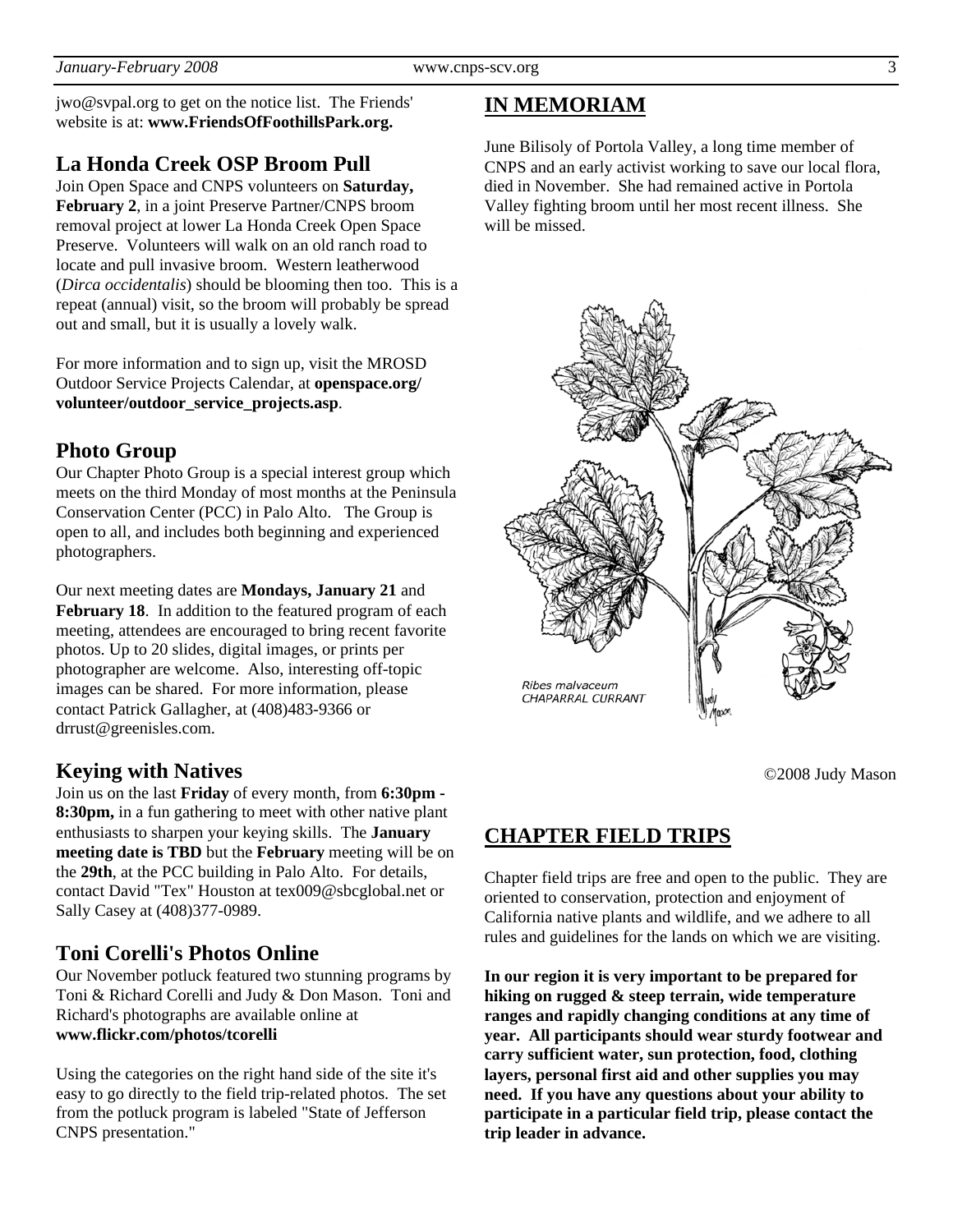jwo@svpal.org to get on the notice list. The Friends' website is at: **www.FriendsOfFoothillsPark.org.**

## La Honda Creek OSP Broom Pull

Join Open Space and CNPS volunteers on **Saturday, February 2**, in a joint Preserve Partner/CNPS broom removal project at lower La Honda Creek Open Space Preserve. Volunteers will walk on an old ranch road to locate and pull invasive broom. Western leatherwood (*Dirca occidentalis*) should be blooming then too. This is a repeat (annual) visit, so the broom will probably be spread out and small, but it is usually a lovely walk.

For more information and to sign up, visit the MROSD Outdoor Service Projects Calendar, at **openspace.org/ volunteer/outdoor_service_projects.asp**.

## Photo Group

Our Chapter Photo Group is a special interest group which meets on the third Monday of most months at the Peninsula Conservation Center (PCC) in Palo Alto. The Group is open to all, and includes both beginning and experienced photographers.

Our next meeting dates are **Mondays, January 21** and **February 18**. In addition to the featured program of each meeting, attendees are encouraged to bring recent favorite photos. Up to 20 slides, digital images, or prints per photographer are welcome. Also, interesting off-topic images can be shared. For more information, please contact Patrick Gallagher, at (408)483-9366 or drrust@greenisles.com.

## Keying with Natives

Join us on the last **Friday** of every month, from **6:30pm - 8:30pm,** in a fun gathering to meet with other native plant enthusiasts to sharpen your keying skills. The **January meeting date is TBD** but the **February** meeting will be on the **29th**, at the PCC building in Palo Alto. For details, contact David "Tex" Houston at tex009@sbcglobal.net or Sally Casey at (408)377-0989.

## Toni Corelli's Photos Online

Our November potluck featured two stunning programs by Toni & Richard Corelli and Judy & Don Mason. Toni and Richard's photographs are available online at **www.flickr.com/photos/tcorelli**

Using the categories on the right hand side of the site it's easy to go directly to the field trip-related photos. The set from the potluck program is labeled "State of Jefferson CNPS presentation."

## IN MEMORIAM

June Bilisoly of Portola Valley, a long time member of CNPS and an early activist working to save our local flora, died in November. She had remained active in Portola Valley fighting broom until her most recent illness. She will be missed.

*Ribes malvaceum*
CHAPARRAL CURRANT

©2008 Judy Mason

## CHAPTER FIELD TRIPS

Chapter field trips are free and open to the public. They are oriented to conservation, protection and enjoyment of California native plants and wildlife, and we adhere to all rules and guidelines for the lands on which we are visiting.

**In our region it is very important to be prepared for hiking on rugged & steep terrain, wide temperature ranges and rapidly changing conditions at any time of year. All participants should wear sturdy footwear and carry sufficient water, sun protection, food, clothing layers, personal first aid and other supplies you may need. If you have any questions about your ability to participate in a particular field trip, please contact the trip leader in advance.**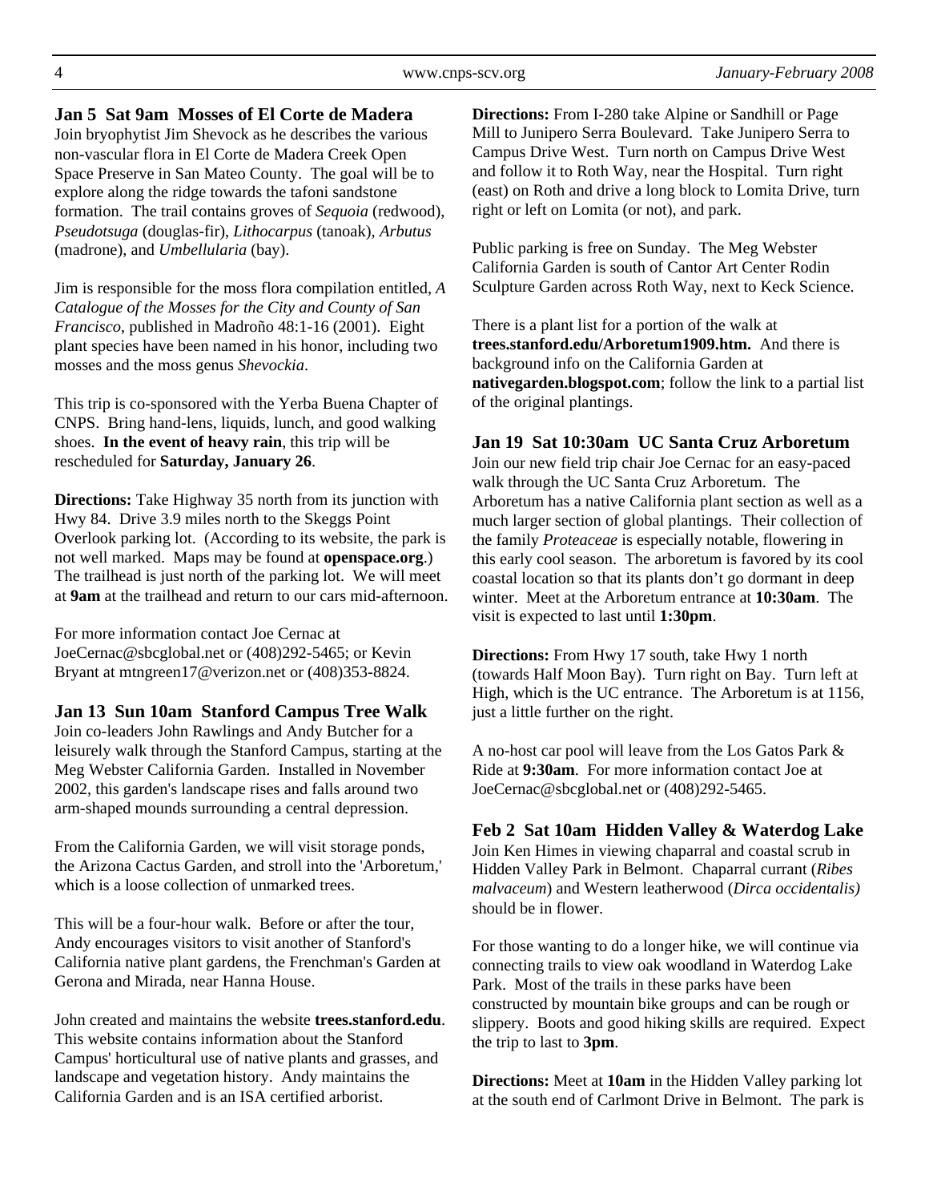### Jan 5 Sat 9am Mosses of El Corte de Madera

Join bryophytist Jim Shevock as he describes the various non-vascular flora in El Corte de Madera Creek Open Space Preserve in San Mateo County. The goal will be to explore along the ridge towards the tafoni sandstone formation. The trail contains groves of *Sequoia* (redwood), *Pseudotsuga* (douglas-fir), *Lithocarpus* (tanoak), *Arbutus* (madrone), and *Umbellularia* (bay).

Jim is responsible for the moss flora compilation entitled, *A Catalogue of the Mosses for the City and County of San Francisco*, published in Madroño 48:1-16 (2001). Eight plant species have been named in his honor, including two mosses and the moss genus *Shevockia*.

This trip is co-sponsored with the Yerba Buena Chapter of CNPS. Bring hand-lens, liquids, lunch, and good walking shoes. **In the event of heavy rain**, this trip will be rescheduled for **Saturday, January 26**.

**Directions:** Take Highway 35 north from its junction with Hwy 84. Drive 3.9 miles north to the Skeggs Point Overlook parking lot. (According to its website, the park is not well marked. Maps may be found at **openspace.org**.) The trailhead is just north of the parking lot. We will meet at **9am** at the trailhead and return to our cars mid-afternoon.

For more information contact Joe Cernac at JoeCernac@sbcglobal.net or (408)292-5465; or Kevin Bryant at mtngreen17@verizon.net or (408)353-8824.

### Jan 13 Sun 10am Stanford Campus Tree Walk

Join co-leaders John Rawlings and Andy Butcher for a leisurely walk through the Stanford Campus, starting at the Meg Webster California Garden. Installed in November 2002, this garden's landscape rises and falls around two arm-shaped mounds surrounding a central depression.

From the California Garden, we will visit storage ponds, the Arizona Cactus Garden, and stroll into the 'Arboretum,' which is a loose collection of unmarked trees.

This will be a four-hour walk. Before or after the tour, Andy encourages visitors to visit another of Stanford's California native plant gardens, the Frenchman's Garden at Gerona and Mirada, near Hanna House.

John created and maintains the website **trees.stanford.edu**. This website contains information about the Stanford Campus' horticultural use of native plants and grasses, and landscape and vegetation history. Andy maintains the California Garden and is an ISA certified arborist.

**Directions:** From I-280 take Alpine or Sandhill or Page Mill to Junipero Serra Boulevard. Take Junipero Serra to Campus Drive West. Turn north on Campus Drive West and follow it to Roth Way, near the Hospital. Turn right (east) on Roth and drive a long block to Lomita Drive, turn right or left on Lomita (or not), and park.

Public parking is free on Sunday. The Meg Webster California Garden is south of Cantor Art Center Rodin Sculpture Garden across Roth Way, next to Keck Science.

There is a plant list for a portion of the walk at **trees.stanford.edu/Arboretum1909.htm.** And there is background info on the California Garden at **nativegarden.blogspot.com**; follow the link to a partial list of the original plantings.

### Jan 19 Sat 10:30am UC Santa Cruz Arboretum

Join our new field trip chair Joe Cernac for an easy-paced walk through the UC Santa Cruz Arboretum. The Arboretum has a native California plant section as well as a much larger section of global plantings. Their collection of the family *Proteaceae* is especially notable, flowering in this early cool season. The arboretum is favored by its cool coastal location so that its plants don't go dormant in deep winter. Meet at the Arboretum entrance at **10:30am**. The visit is expected to last until **1:30pm**.

**Directions:** From Hwy 17 south, take Hwy 1 north (towards Half Moon Bay). Turn right on Bay. Turn left at High, which is the UC entrance. The Arboretum is at 1156, just a little further on the right.

A no-host car pool will leave from the Los Gatos Park & Ride at **9:30am**. For more information contact Joe at JoeCernac@sbcglobal.net or (408)292-5465.

### Feb 2 Sat 10am Hidden Valley & Waterdog Lake

Join Ken Himes in viewing chaparral and coastal scrub in Hidden Valley Park in Belmont. Chaparral currant (*Ribes malvaceum*) and Western leatherwood (*Dirca occidentalis)* should be in flower.

For those wanting to do a longer hike, we will continue via connecting trails to view oak woodland in Waterdog Lake Park. Most of the trails in these parks have been constructed by mountain bike groups and can be rough or slippery. Boots and good hiking skills are required. Expect the trip to last to **3pm**.

**Directions:** Meet at **10am** in the Hidden Valley parking lot at the south end of Carlmont Drive in Belmont. The park is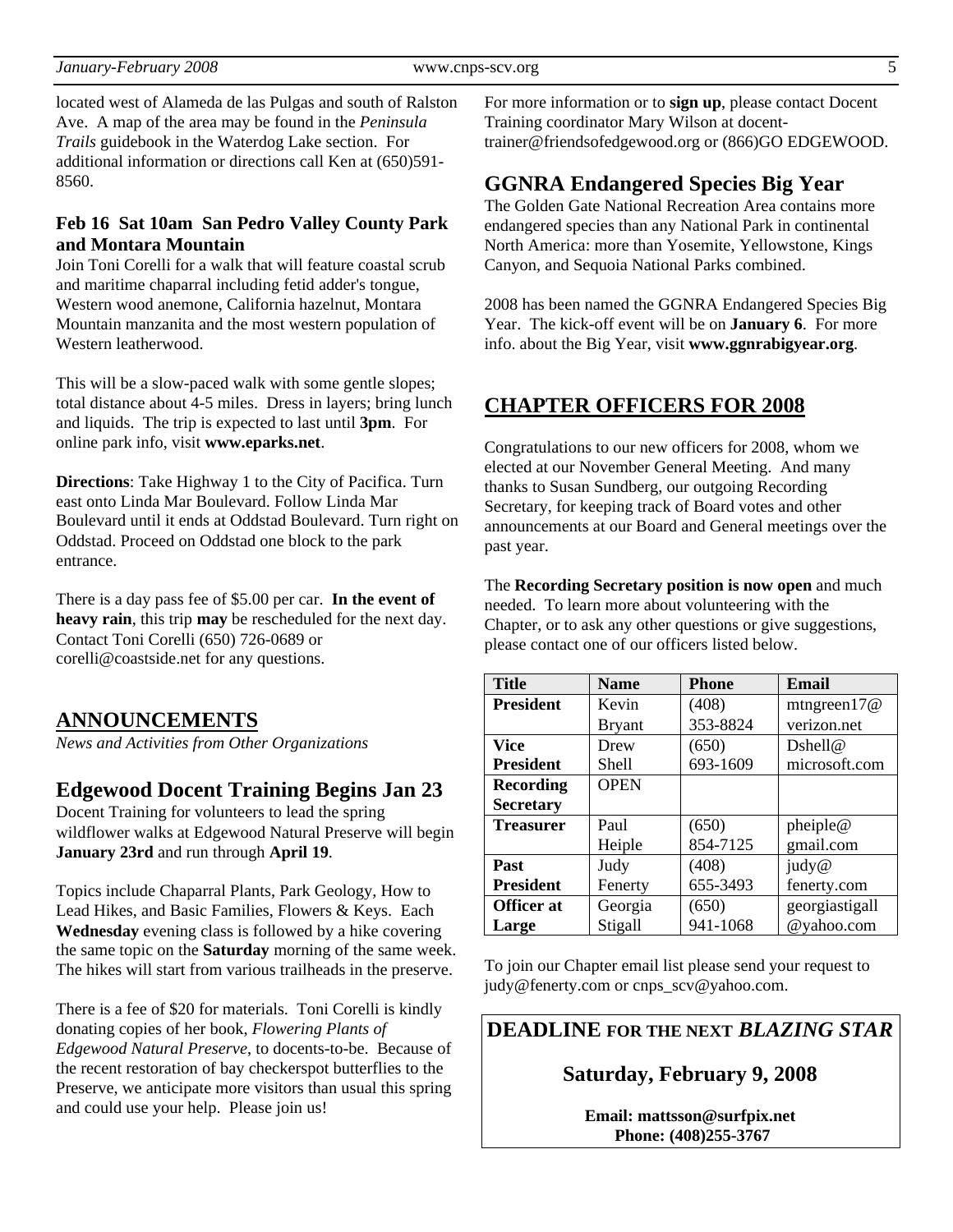located west of Alameda de las Pulgas and south of Ralston Ave. A map of the area may be found in the *Peninsula Trails* guidebook in the Waterdog Lake section. For additional information or directions call Ken at (650)591-8560.

### Feb 16 Sat 10am San Pedro Valley County Park and Montara Mountain

Join Toni Corelli for a walk that will feature coastal scrub and maritime chaparral including fetid adder's tongue, Western wood anemone, California hazelnut, Montara Mountain manzanita and the most western population of Western leatherwood.

This will be a slow-paced walk with some gentle slopes; total distance about 4-5 miles. Dress in layers; bring lunch and liquids. The trip is expected to last until **3pm**. For online park info, visit **www.eparks.net**.

**Directions**: Take Highway 1 to the City of Pacifica. Turn east onto Linda Mar Boulevard. Follow Linda Mar Boulevard until it ends at Oddstad Boulevard. Turn right on Oddstad. Proceed on Oddstad one block to the park entrance.

There is a day pass fee of $5.00 per car. **In the event of heavy rain**, this trip **may** be rescheduled for the next day. Contact Toni Corelli (650) 726-0689 or corelli@coastside.net for any questions.

## ANNOUNCEMENTS

*News and Activities from Other Organizations*

### Edgewood Docent Training Begins Jan 23

Docent Training for volunteers to lead the spring wildflower walks at Edgewood Natural Preserve will begin **January 23rd** and run through **April 19**.

Topics include Chaparral Plants, Park Geology, How to Lead Hikes, and Basic Families, Flowers & Keys. Each **Wednesday** evening class is followed by a hike covering the same topic on the **Saturday** morning of the same week. The hikes will start from various trailheads in the preserve.

There is a fee of $20 for materials. Toni Corelli is kindly donating copies of her book, *Flowering Plants of Edgewood Natural Preserve*, to docents-to-be. Because of the recent restoration of bay checkerspot butterflies to the Preserve, we anticipate more visitors than usual this spring and could use your help. Please join us!

For more information or to **sign up**, please contact Docent Training coordinator Mary Wilson at docent-trainer@friendsofedgewood.org or (866)GO EDGEWOOD.

### GGNRA Endangered Species Big Year

The Golden Gate National Recreation Area contains more endangered species than any National Park in continental North America: more than Yosemite, Yellowstone, Kings Canyon, and Sequoia National Parks combined.

2008 has been named the GGNRA Endangered Species Big Year. The kick-off event will be on **January 6**. For more info. about the Big Year, visit **www.ggnrabigyear.org**.

## CHAPTER OFFICERS FOR 2008

Congratulations to our new officers for 2008, whom we elected at our November General Meeting. And many thanks to Susan Sundberg, our outgoing Recording Secretary, for keeping track of Board votes and other announcements at our Board and General meetings over the past year.

The **Recording Secretary position is now open** and much needed. To learn more about volunteering with the Chapter, or to ask any other questions or give suggestions, please contact one of our officers listed below.

| Title | Name | Phone | Email |
|---|---|---|---|
| **President** | Kevin Bryant | (408) 353-8824 | mtngreen17@verizon.net |
| **Vice President** | Drew Shell | (650) 693-1609 | Dshell@microsoft.com |
| **Recording Secretary** | OPEN | | |
| **Treasurer** | Paul Heiple | (650) 854-7125 | pheiple@gmail.com |
| **Past President** | Judy Fenerty | (408) 655-3493 | judy@fenerty.com |
| **Officer at Large** | Georgia Stigall | (650) 941-1068 | georgiastigall@yahoo.com |

To join our Chapter email list please send your request to judy@fenerty.com or cnps_scv@yahoo.com.

**DEADLINE FOR THE NEXT *BLAZING STAR***

**Saturday, February 9, 2008**

**Email: mattsson@surfpix.net**
**Phone: (408)255-3767**